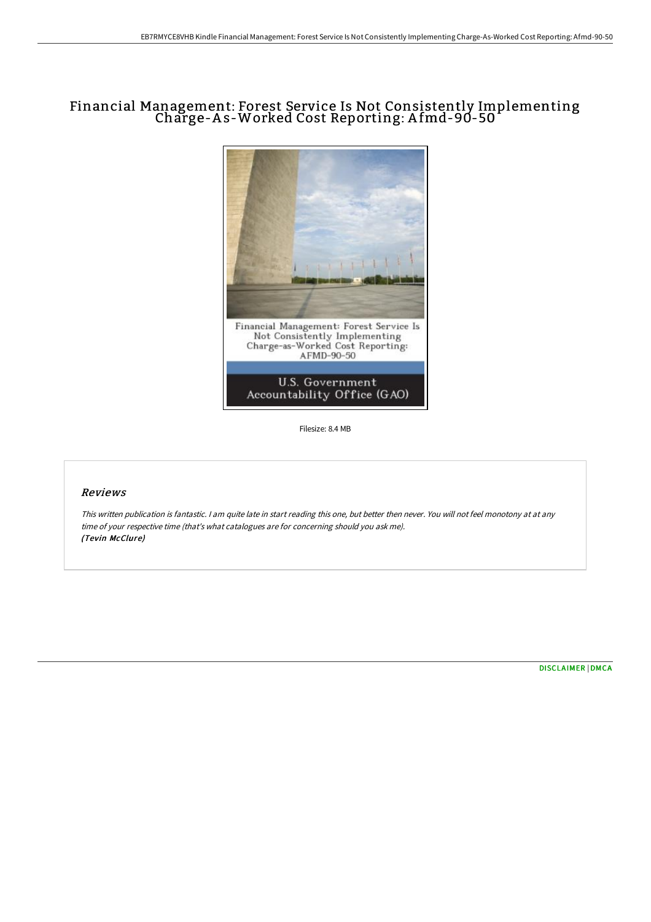# Financial Management: Forest Service Is Not Consistently Implementing Charge-As-Worked Cost Reporting: Afmd-90-50

Filesize: 8.4 MB

## *Reviews*

*This written publication is fantastic. I am quite late in start reading this one, but better then never. You will not feel monotony at at any time of your respective time (that's what catalogues are for concerning should you ask me).*
***(Tevin McClure)***

DISCLAIMER | DMCA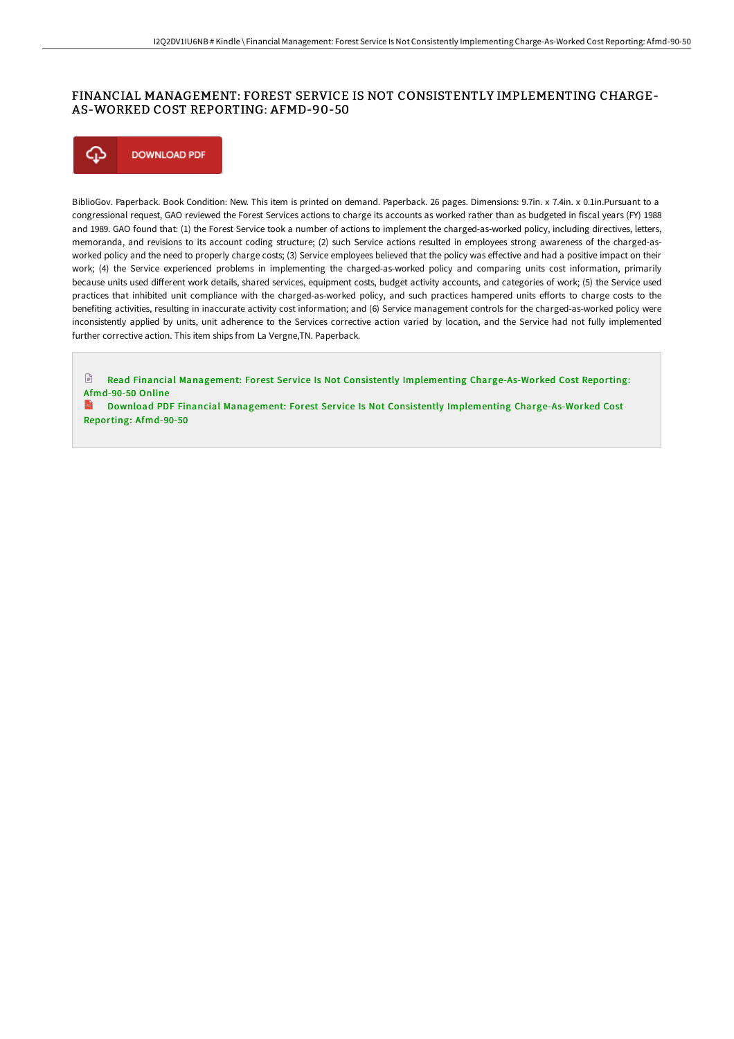# FINANCIAL MANAGEMENT: FOREST SERVICE IS NOT CONSISTENTLY IMPLEMENTING CHARGE-AS-WORKED COST REPORTING: AFMD-90-50

DOWNLOAD PDF

BiblioGov. Paperback. Book Condition: New. This item is printed on demand. Paperback. 26 pages. Dimensions: 9.7in. x 7.4in. x 0.1in.Pursuant to a congressional request, GAO reviewed the Forest Services actions to charge its accounts as worked rather than as budgeted in fiscal years (FY) 1988 and 1989. GAO found that: (1) the Forest Service took a number of actions to implement the charged-as-worked policy, including directives, letters, memoranda, and revisions to its account coding structure; (2) such Service actions resulted in employees strong awareness of the charged-as-worked policy and the need to properly charge costs; (3) Service employees believed that the policy was effective and had a positive impact on their work; (4) the Service experienced problems in implementing the charged-as-worked policy and comparing units cost information, primarily because units used different work details, shared services, equipment costs, budget activity accounts, and categories of work; (5) the Service used practices that inhibited unit compliance with the charged-as-worked policy, and such practices hampered units efforts to charge costs to the benefiting activities, resulting in inaccurate activity cost information; and (6) Service management controls for the charged-as-worked policy were inconsistently applied by units, unit adherence to the Services corrective action varied by location, and the Service had not fully implemented further corrective action. This item ships from La Vergne,TN. Paperback.

Read Financial Management: Forest Service Is Not Consistently Implementing Charge-As-Worked Cost Reporting: Afmd-90-50 Online

Download PDF Financial Management: Forest Service Is Not Consistently Implementing Charge-As-Worked Cost Reporting: Afmd-90-50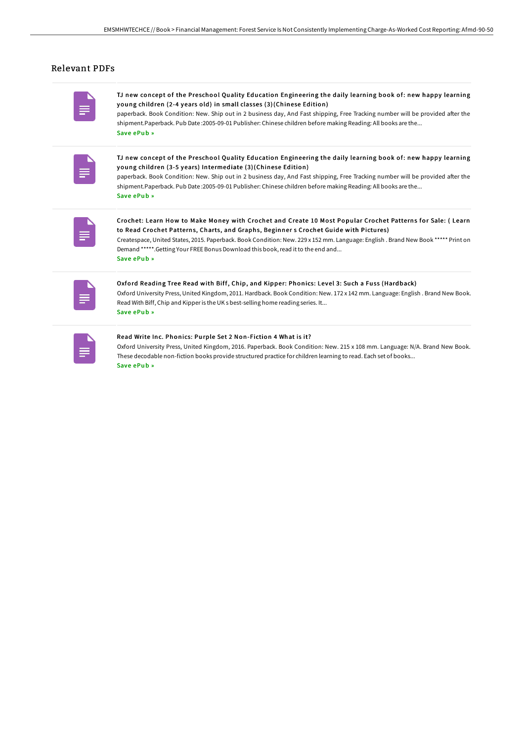## Relevant PDFs

**TJ new concept of the Preschool Quality Education Engineering the daily learning book of: new happy learning young children (2-4 years old) in small classes (3)(Chinese Edition)**

paperback. Book Condition: New. Ship out in 2 business day, And Fast shipping, Free Tracking number will be provided after the shipment.Paperback. Pub Date :2005-09-01 Publisher: Chinese children before making Reading: All books are the...

Save ePub »

**TJ new concept of the Preschool Quality Education Engineering the daily learning book of: new happy learning young children (3-5 years) Intermediate (3)(Chinese Edition)**

paperback. Book Condition: New. Ship out in 2 business day, And Fast shipping, Free Tracking number will be provided after the shipment.Paperback. Pub Date :2005-09-01 Publisher: Chinese children before making Reading: All books are the...

Save ePub »

**Crochet: Learn How to Make Money with Crochet and Create 10 Most Popular Crochet Patterns for Sale: ( Learn to Read Crochet Patterns, Charts, and Graphs, Beginner s Crochet Guide with Pictures)**

Createspace, United States, 2015. Paperback. Book Condition: New. 229 x 152 mm. Language: English . Brand New Book ***** Print on Demand *****.Getting Your FREE Bonus Download this book, read it to the end and...

Save ePub »

**Oxford Reading Tree Read with Biff, Chip, and Kipper: Phonics: Level 3: Such a Fuss (Hardback)**

Oxford University Press, United Kingdom, 2011. Hardback. Book Condition: New. 172 x 142 mm. Language: English . Brand New Book. Read With Biff, Chip and Kipper is the UK s best-selling home reading series. It...

Save ePub »

**Read Write Inc. Phonics: Purple Set 2 Non-Fiction 4 What is it?**

Oxford University Press, United Kingdom, 2016. Paperback. Book Condition: New. 215 x 108 mm. Language: N/A. Brand New Book. These decodable non-fiction books provide structured practice for children learning to read. Each set of books...

Save ePub »